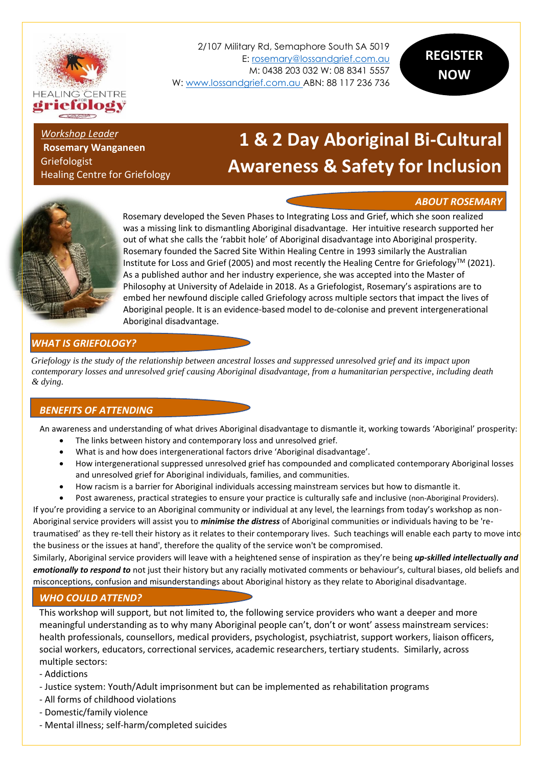HEALING CENTRE FOR griefology

2/107 Military Rd, Semaphore South SA 5019
E: rosemary@lossandgrief.com.au
M: 0438 203 032 W: 08 8341 5557
W: www.lossandgrief.com.au ABN: 88 117 236 736

**REGISTER NOW**

*Workshop Leader*
**Rosemary Wanganeen**
Griefologist
Healing Centre for Griefology

# 1 & 2 Day Aboriginal Bi-Cultural Awareness & Safety for Inclusion

## *ABOUT ROSEMARY*

Rosemary developed the Seven Phases to Integrating Loss and Grief, which she soon realized was a missing link to dismantling Aboriginal disadvantage. Her intuitive research supported her out of what she calls the 'rabbit hole' of Aboriginal disadvantage into Aboriginal prosperity. Rosemary founded the Sacred Site Within Healing Centre in 1993 similarly the Australian Institute for Loss and Grief (2005) and most recently the Healing Centre for Griefology™ (2021). As a published author and her industry experience, she was accepted into the Master of Philosophy at University of Adelaide in 2018. As a Griefologist, Rosemary's aspirations are to embed her newfound disciple called Griefology across multiple sectors that impact the lives of Aboriginal people. It is an evidence-based model to de-colonise and prevent intergenerational Aboriginal disadvantage.

## *WHAT IS GRIEFOLOGY?*

*Griefology is the study of the relationship between ancestral losses and suppressed unresolved grief and its impact upon contemporary losses and unresolved grief causing Aboriginal disadvantage, from a humanitarian perspective, including death & dying.*

## *BENEFITS OF ATTENDING*

An awareness and understanding of what drives Aboriginal disadvantage to dismantle it, working towards 'Aboriginal' prosperity:

- The links between history and contemporary loss and unresolved grief.
- What is and how does intergenerational factors drive 'Aboriginal disadvantage'.
- How intergenerational suppressed unresolved grief has compounded and complicated contemporary Aboriginal losses and unresolved grief for Aboriginal individuals, families, and communities.
- How racism is a barrier for Aboriginal individuals accessing mainstream services but how to dismantle it.
- Post awareness, practical strategies to ensure your practice is culturally safe and inclusive (non-Aboriginal Providers).

If you're providing a service to an Aboriginal community or individual at any level, the learnings from today's workshop as non-Aboriginal service providers will assist you to ***minimise the distress*** of Aboriginal communities or individuals having to be 're-traumatised' as they re-tell their history as it relates to their contemporary lives. Such teachings will enable each party to move into the business or the issues at hand', therefore the quality of the service won't be compromised.

Similarly, Aboriginal service providers will leave with a heightened sense of inspiration as they're being ***up-skilled intellectually and emotionally to respond to*** not just their history but any racially motivated comments or behaviour's, cultural biases, old beliefs and misconceptions, confusion and misunderstandings about Aboriginal history as they relate to Aboriginal disadvantage.

## *WHO COULD ATTEND?*

This workshop will support, but not limited to, the following service providers who want a deeper and more meaningful understanding as to why many Aboriginal people can't, don't or wont' assess mainstream services: health professionals, counsellors, medical providers, psychologist, psychiatrist, support workers, liaison officers, social workers, educators, correctional services, academic researchers, tertiary students. Similarly, across multiple sectors:

- Addictions
- Justice system: Youth/Adult imprisonment but can be implemented as rehabilitation programs
- All forms of childhood violations
- Domestic/family violence
- Mental illness; self-harm/completed suicides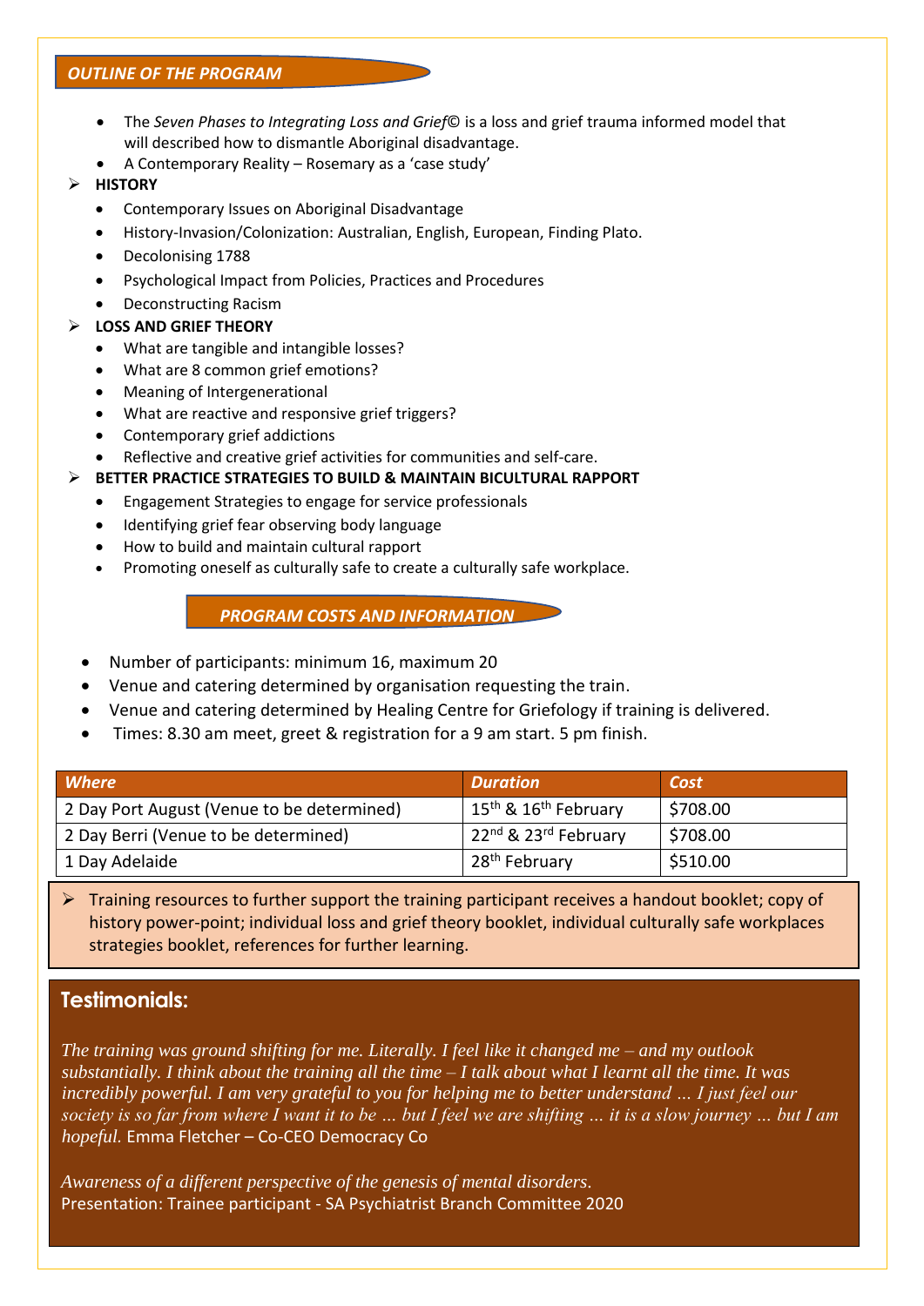## *OUTLINE OF THE PROGRAM*

- The *Seven Phases to Integrating Loss and Grief©* is a loss and grief trauma informed model that will described how to dismantle Aboriginal disadvantage.
- A Contemporary Reality – Rosemary as a 'case study'

➢ **HISTORY**

- Contemporary Issues on Aboriginal Disadvantage
- History-Invasion/Colonization: Australian, English, European, Finding Plato.
- Decolonising 1788
- Psychological Impact from Policies, Practices and Procedures
- Deconstructing Racism

➢ **LOSS AND GRIEF THEORY**

- What are tangible and intangible losses?
- What are 8 common grief emotions?
- Meaning of Intergenerational
- What are reactive and responsive grief triggers?
- Contemporary grief addictions
- Reflective and creative grief activities for communities and self-care.

➢ **BETTER PRACTICE STRATEGIES TO BUILD & MAINTAIN BICULTURAL RAPPORT**

- Engagement Strategies to engage for service professionals
- Identifying grief fear observing body language
- How to build and maintain cultural rapport
- Promoting oneself as culturally safe to create a culturally safe workplace.

## *PROGRAM COSTS AND INFORMATION*

- Number of participants: minimum 16, maximum 20
- Venue and catering determined by organisation requesting the train.
- Venue and catering determined by Healing Centre for Griefology if training is delivered.
- Times: 8.30 am meet, greet & registration for a 9 am start. 5 pm finish.

| *Where* | *Duration* | *Cost* |
|---|---|---|
| 2 Day Port August (Venue to be determined) | 15th & 16th February | $708.00 |
| 2 Day Berri (Venue to be determined) | 22nd & 23rd February | $708.00 |
| 1 Day Adelaide | 28th February | $510.00 |

➢ Training resources to further support the training participant receives a handout booklet; copy of history power-point; individual loss and grief theory booklet, individual culturally safe workplaces strategies booklet, references for further learning.

## Testimonials:

*The training was ground shifting for me. Literally. I feel like it changed me – and my outlook substantially. I think about the training all the time – I talk about what I learnt all the time. It was incredibly powerful. I am very grateful to you for helping me to better understand … I just feel our society is so far from where I want it to be … but I feel we are shifting … it is a slow journey … but I am hopeful.* Emma Fletcher – Co-CEO Democracy Co

*Awareness of a different perspective of the genesis of mental disorders.*
Presentation: Trainee participant - SA Psychiatrist Branch Committee 2020